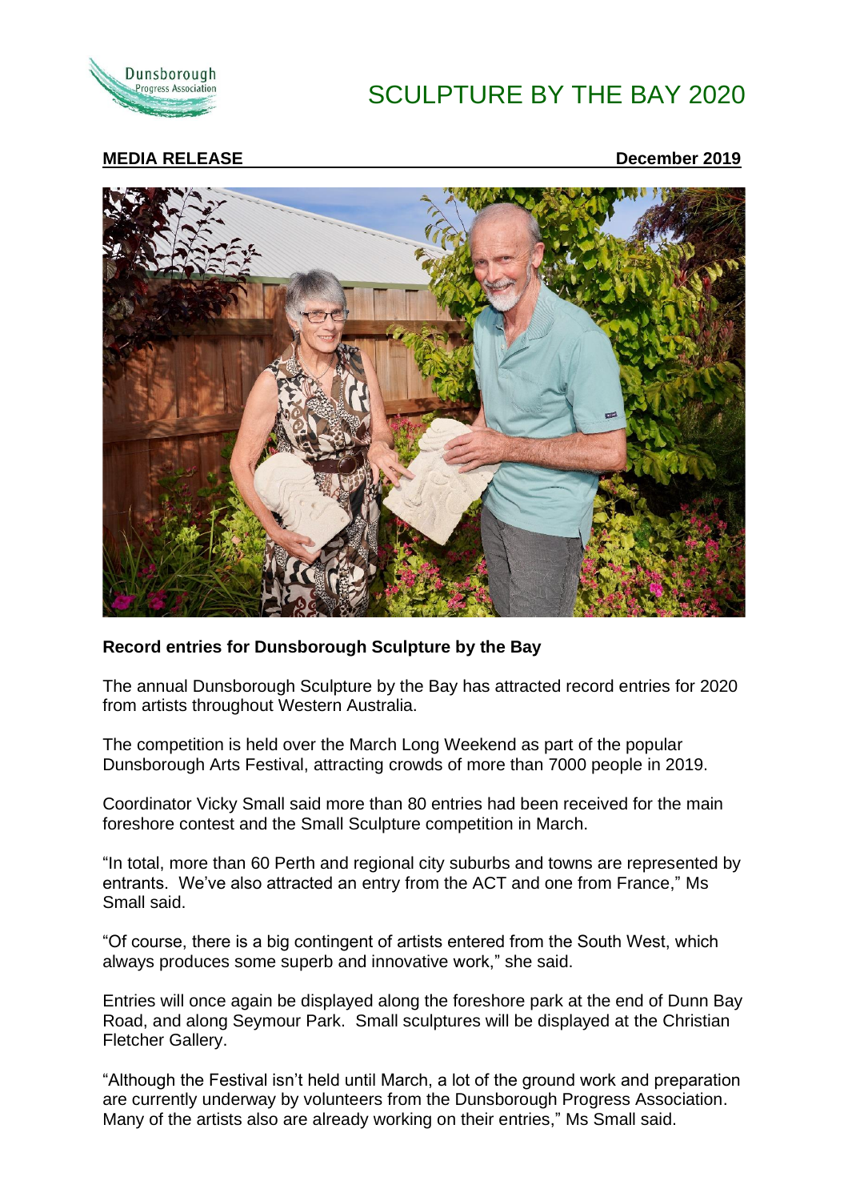# SCULPTURE BY THE BAY 2020

**MEDIA RELEASE** **December 2019**

**Record entries for Dunsborough Sculpture by the Bay**

The annual Dunsborough Sculpture by the Bay has attracted record entries for 2020 from artists throughout Western Australia.

The competition is held over the March Long Weekend as part of the popular Dunsborough Arts Festival, attracting crowds of more than 7000 people in 2019.

Coordinator Vicky Small said more than 80 entries had been received for the main foreshore contest and the Small Sculpture competition in March.

"In total, more than 60 Perth and regional city suburbs and towns are represented by entrants. We've also attracted an entry from the ACT and one from France," Ms Small said.

"Of course, there is a big contingent of artists entered from the South West, which always produces some superb and innovative work," she said.

Entries will once again be displayed along the foreshore park at the end of Dunn Bay Road, and along Seymour Park. Small sculptures will be displayed at the Christian Fletcher Gallery.

"Although the Festival isn't held until March, a lot of the ground work and preparation are currently underway by volunteers from the Dunsborough Progress Association. Many of the artists also are already working on their entries," Ms Small said.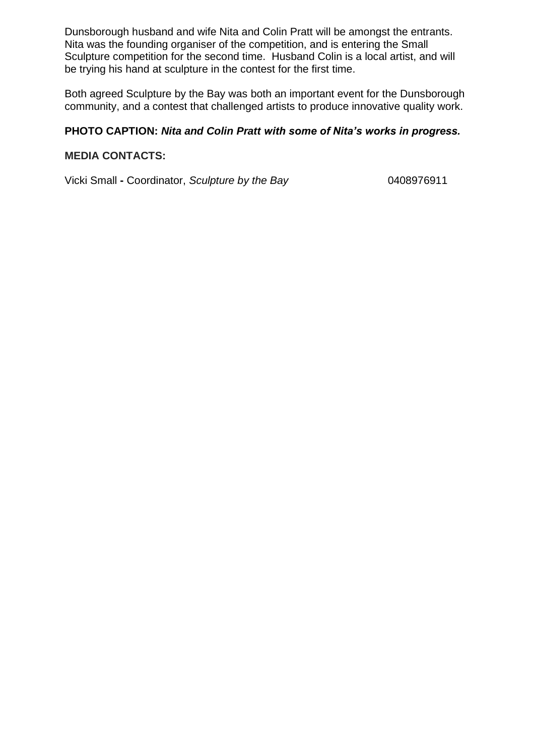Dunsborough husband and wife Nita and Colin Pratt will be amongst the entrants. Nita was the founding organiser of the competition, and is entering the Small Sculpture competition for the second time. Husband Colin is a local artist, and will be trying his hand at sculpture in the contest for the first time.

Both agreed Sculpture by the Bay was both an important event for the Dunsborough community, and a contest that challenged artists to produce innovative quality work.

**PHOTO CAPTION:** ***Nita and Colin Pratt with some of Nita's works in progress.***

**MEDIA CONTACTS:**

Vicki Small **-** Coordinator, *Sculpture by the Bay* 0408976911